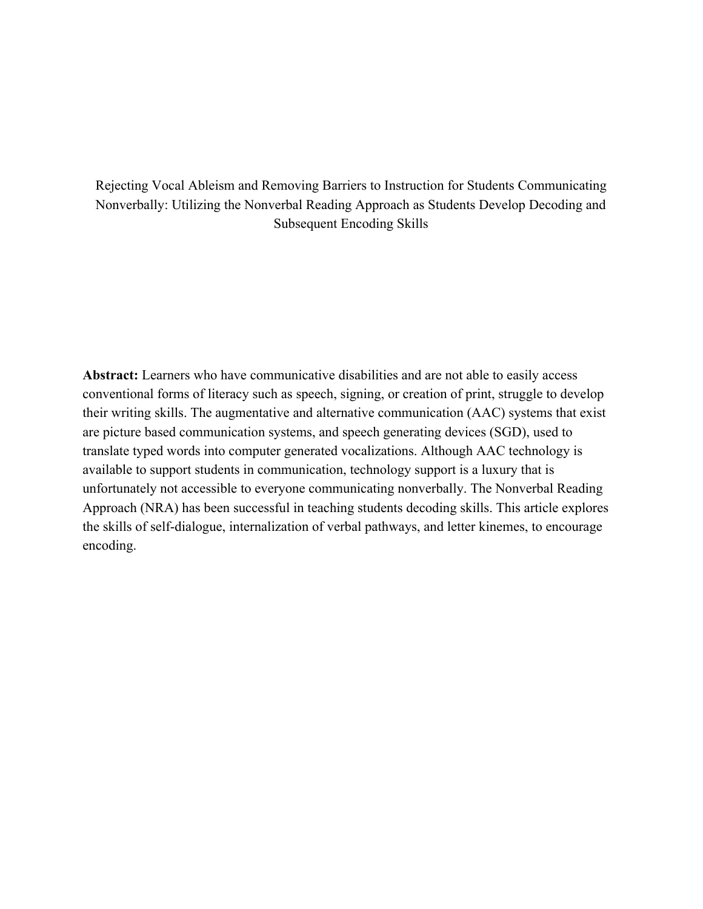# Rejecting Vocal Ableism and Removing Barriers to Instruction for Students Communicating Nonverbally: Utilizing the Nonverbal Reading Approach as Students Develop Decoding and Subsequent Encoding Skills

**Abstract:** Learners who have communicative disabilities and are not able to easily access conventional forms of literacy such as speech, signing, or creation of print, struggle to develop their writing skills. The augmentative and alternative communication (AAC) systems that exist are picture based communication systems, and speech generating devices (SGD), used to translate typed words into computer generated vocalizations. Although AAC technology is available to support students in communication, technology support is a luxury that is unfortunately not accessible to everyone communicating nonverbally. The Nonverbal Reading Approach (NRA) has been successful in teaching students decoding skills. This article explores the skills of self-dialogue, internalization of verbal pathways, and letter kinemes, to encourage encoding.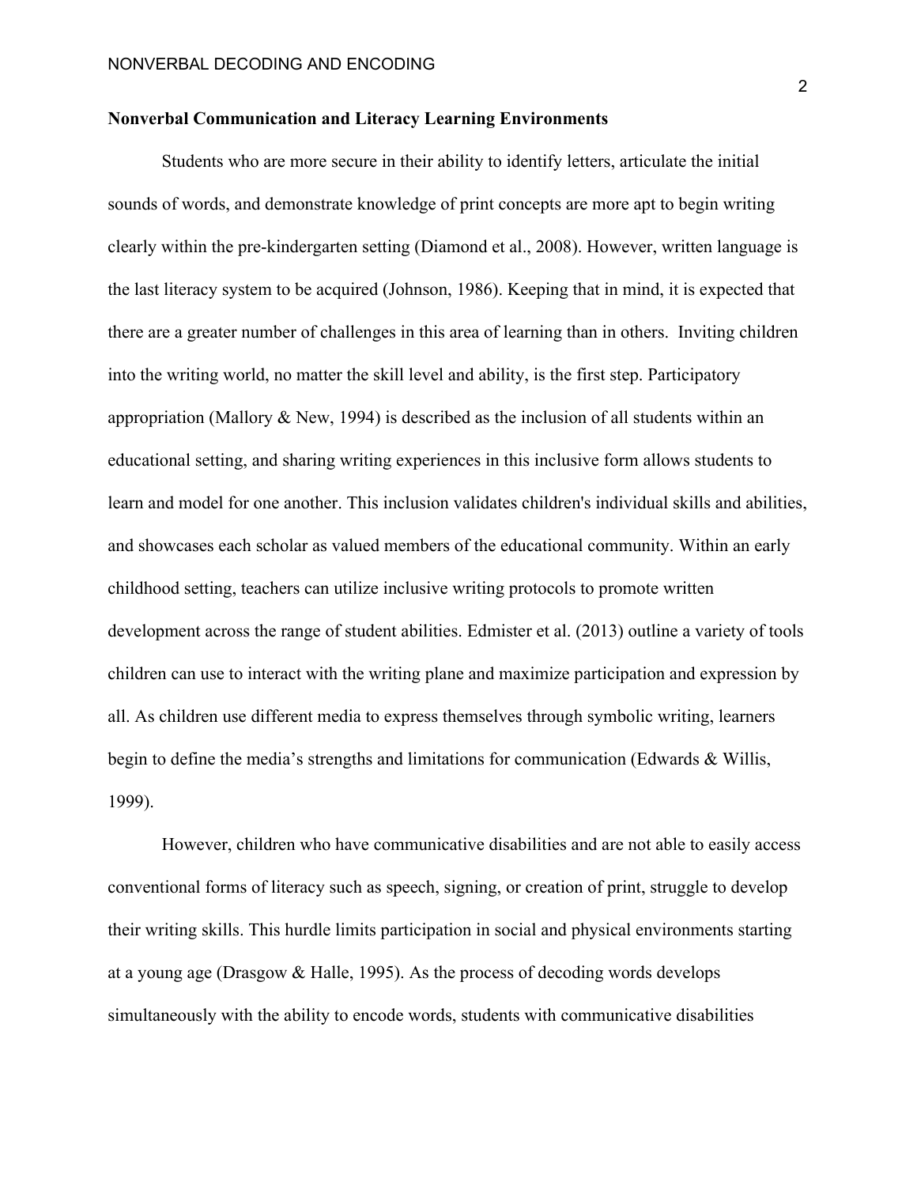## Nonverbal Communication and Literacy Learning Environments

Students who are more secure in their ability to identify letters, articulate the initial sounds of words, and demonstrate knowledge of print concepts are more apt to begin writing clearly within the pre-kindergarten setting (Diamond et al., 2008). However, written language is the last literacy system to be acquired (Johnson, 1986). Keeping that in mind, it is expected that there are a greater number of challenges in this area of learning than in others. Inviting children into the writing world, no matter the skill level and ability, is the first step. Participatory appropriation (Mallory & New, 1994) is described as the inclusion of all students within an educational setting, and sharing writing experiences in this inclusive form allows students to learn and model for one another. This inclusion validates children's individual skills and abilities, and showcases each scholar as valued members of the educational community. Within an early childhood setting, teachers can utilize inclusive writing protocols to promote written development across the range of student abilities. Edmister et al. (2013) outline a variety of tools children can use to interact with the writing plane and maximize participation and expression by all. As children use different media to express themselves through symbolic writing, learners begin to define the media's strengths and limitations for communication (Edwards & Willis, 1999).

However, children who have communicative disabilities and are not able to easily access conventional forms of literacy such as speech, signing, or creation of print, struggle to develop their writing skills. This hurdle limits participation in social and physical environments starting at a young age (Drasgow & Halle, 1995). As the process of decoding words develops simultaneously with the ability to encode words, students with communicative disabilities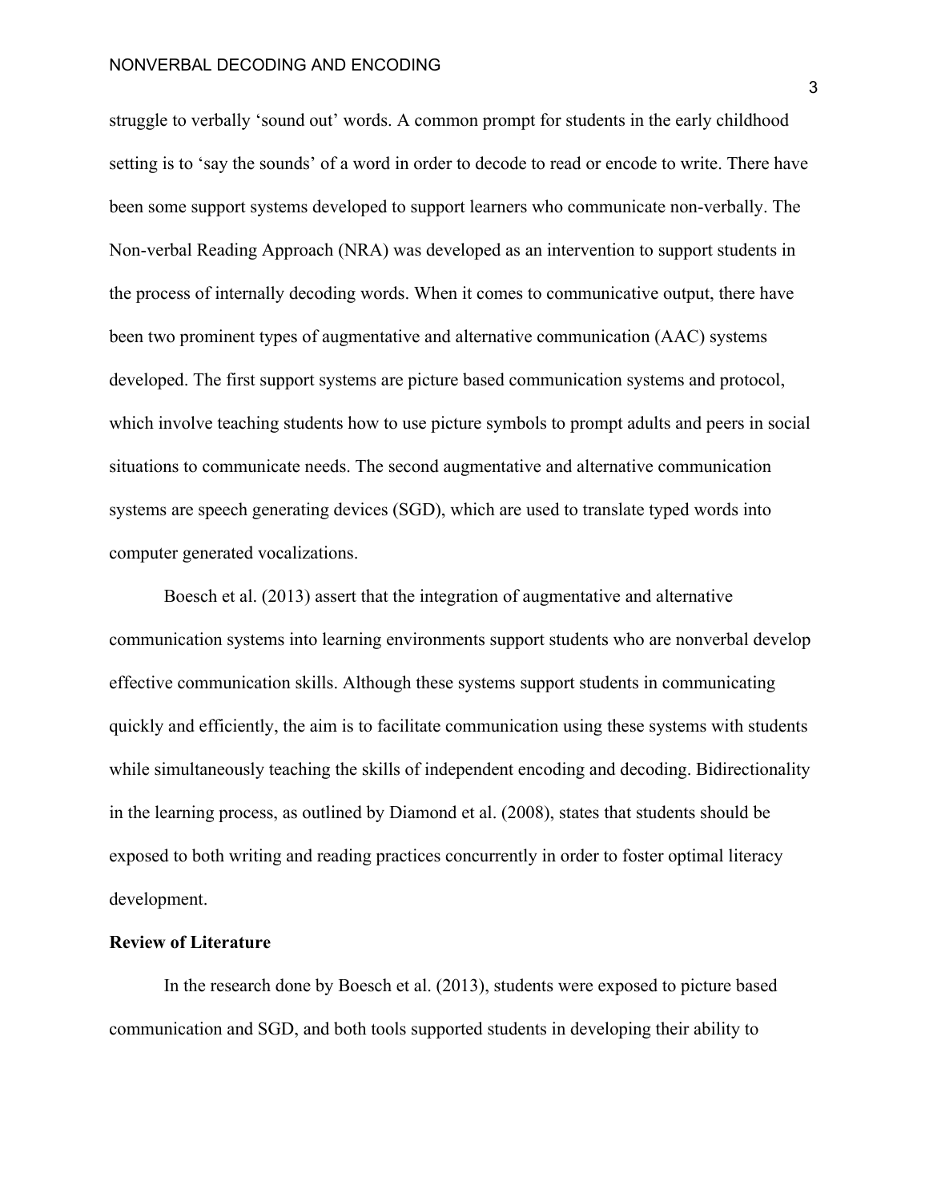struggle to verbally 'sound out' words. A common prompt for students in the early childhood setting is to 'say the sounds' of a word in order to decode to read or encode to write. There have been some support systems developed to support learners who communicate non-verbally. The Non-verbal Reading Approach (NRA) was developed as an intervention to support students in the process of internally decoding words. When it comes to communicative output, there have been two prominent types of augmentative and alternative communication (AAC) systems developed. The first support systems are picture based communication systems and protocol, which involve teaching students how to use picture symbols to prompt adults and peers in social situations to communicate needs. The second augmentative and alternative communication systems are speech generating devices (SGD), which are used to translate typed words into computer generated vocalizations.

Boesch et al. (2013) assert that the integration of augmentative and alternative communication systems into learning environments support students who are nonverbal develop effective communication skills. Although these systems support students in communicating quickly and efficiently, the aim is to facilitate communication using these systems with students while simultaneously teaching the skills of independent encoding and decoding. Bidirectionality in the learning process, as outlined by Diamond et al. (2008), states that students should be exposed to both writing and reading practices concurrently in order to foster optimal literacy development.

**Review of Literature**

In the research done by Boesch et al. (2013), students were exposed to picture based communication and SGD, and both tools supported students in developing their ability to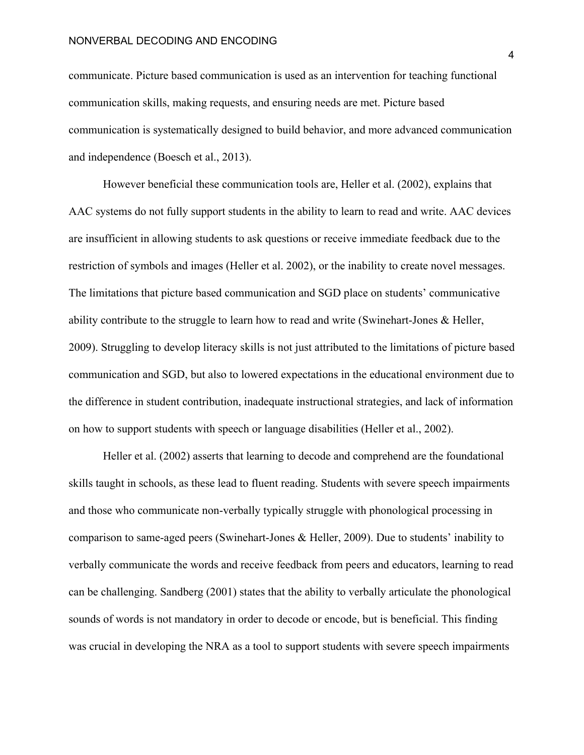communicate. Picture based communication is used as an intervention for teaching functional communication skills, making requests, and ensuring needs are met. Picture based communication is systematically designed to build behavior, and more advanced communication and independence (Boesch et al., 2013).

However beneficial these communication tools are, Heller et al. (2002), explains that AAC systems do not fully support students in the ability to learn to read and write. AAC devices are insufficient in allowing students to ask questions or receive immediate feedback due to the restriction of symbols and images (Heller et al. 2002), or the inability to create novel messages. The limitations that picture based communication and SGD place on students' communicative ability contribute to the struggle to learn how to read and write (Swinehart-Jones & Heller, 2009). Struggling to develop literacy skills is not just attributed to the limitations of picture based communication and SGD, but also to lowered expectations in the educational environment due to the difference in student contribution, inadequate instructional strategies, and lack of information on how to support students with speech or language disabilities (Heller et al., 2002).

Heller et al. (2002) asserts that learning to decode and comprehend are the foundational skills taught in schools, as these lead to fluent reading. Students with severe speech impairments and those who communicate non-verbally typically struggle with phonological processing in comparison to same-aged peers (Swinehart-Jones & Heller, 2009). Due to students' inability to verbally communicate the words and receive feedback from peers and educators, learning to read can be challenging. Sandberg (2001) states that the ability to verbally articulate the phonological sounds of words is not mandatory in order to decode or encode, but is beneficial. This finding was crucial in developing the NRA as a tool to support students with severe speech impairments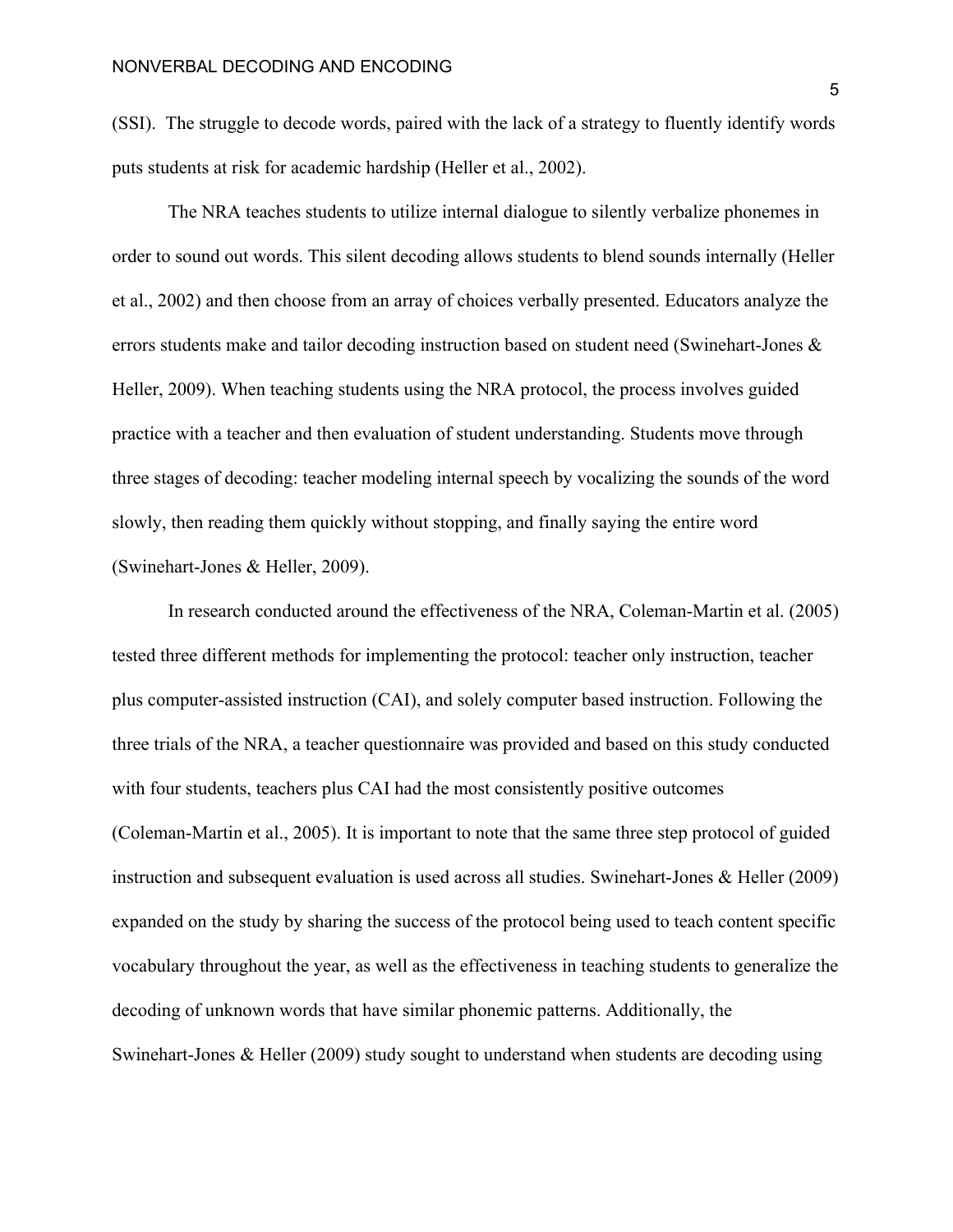(SSI). The struggle to decode words, paired with the lack of a strategy to fluently identify words puts students at risk for academic hardship (Heller et al., 2002).

The NRA teaches students to utilize internal dialogue to silently verbalize phonemes in order to sound out words. This silent decoding allows students to blend sounds internally (Heller et al., 2002) and then choose from an array of choices verbally presented. Educators analyze the errors students make and tailor decoding instruction based on student need (Swinehart-Jones & Heller, 2009). When teaching students using the NRA protocol, the process involves guided practice with a teacher and then evaluation of student understanding. Students move through three stages of decoding: teacher modeling internal speech by vocalizing the sounds of the word slowly, then reading them quickly without stopping, and finally saying the entire word (Swinehart-Jones & Heller, 2009).

In research conducted around the effectiveness of the NRA, Coleman-Martin et al. (2005) tested three different methods for implementing the protocol: teacher only instruction, teacher plus computer-assisted instruction (CAI), and solely computer based instruction. Following the three trials of the NRA, a teacher questionnaire was provided and based on this study conducted with four students, teachers plus CAI had the most consistently positive outcomes (Coleman-Martin et al., 2005). It is important to note that the same three step protocol of guided instruction and subsequent evaluation is used across all studies. Swinehart-Jones & Heller (2009) expanded on the study by sharing the success of the protocol being used to teach content specific vocabulary throughout the year, as well as the effectiveness in teaching students to generalize the decoding of unknown words that have similar phonemic patterns. Additionally, the Swinehart-Jones & Heller (2009) study sought to understand when students are decoding using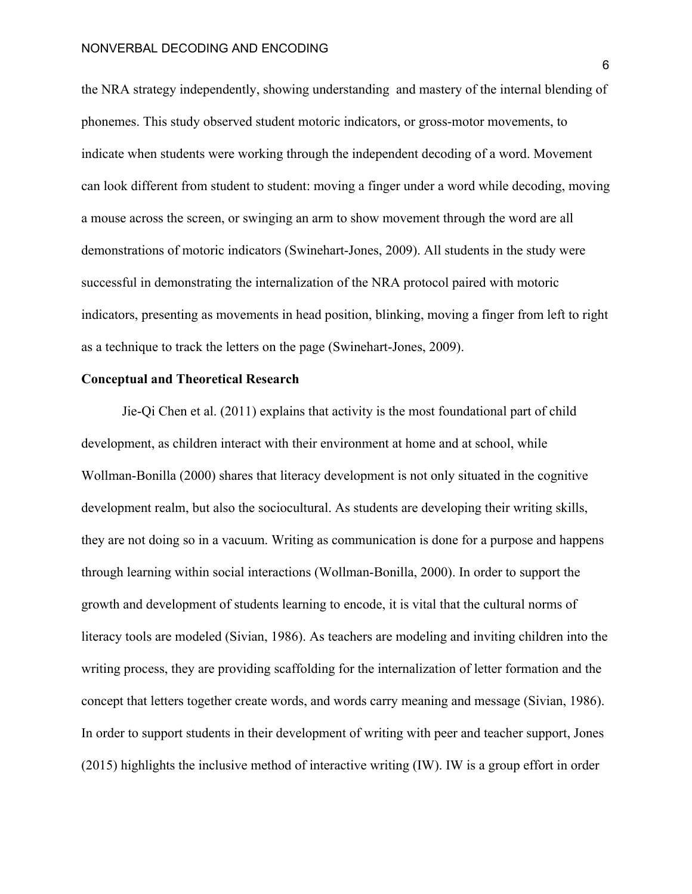the NRA strategy independently, showing understanding  and mastery of the internal blending of phonemes. This study observed student motoric indicators, or gross-motor movements, to indicate when students were working through the independent decoding of a word. Movement can look different from student to student: moving a finger under a word while decoding, moving a mouse across the screen, or swinging an arm to show movement through the word are all demonstrations of motoric indicators (Swinehart-Jones, 2009). All students in the study were successful in demonstrating the internalization of the NRA protocol paired with motoric indicators, presenting as movements in head position, blinking, moving a finger from left to right as a technique to track the letters on the page (Swinehart-Jones, 2009).

**Conceptual and Theoretical Research**

Jie-Qi Chen et al. (2011) explains that activity is the most foundational part of child development, as children interact with their environment at home and at school, while Wollman-Bonilla (2000) shares that literacy development is not only situated in the cognitive development realm, but also the sociocultural. As students are developing their writing skills, they are not doing so in a vacuum. Writing as communication is done for a purpose and happens through learning within social interactions (Wollman-Bonilla, 2000). In order to support the growth and development of students learning to encode, it is vital that the cultural norms of literacy tools are modeled (Sivian, 1986). As teachers are modeling and inviting children into the writing process, they are providing scaffolding for the internalization of letter formation and the concept that letters together create words, and words carry meaning and message (Sivian, 1986). In order to support students in their development of writing with peer and teacher support, Jones (2015) highlights the inclusive method of interactive writing (IW). IW is a group effort in order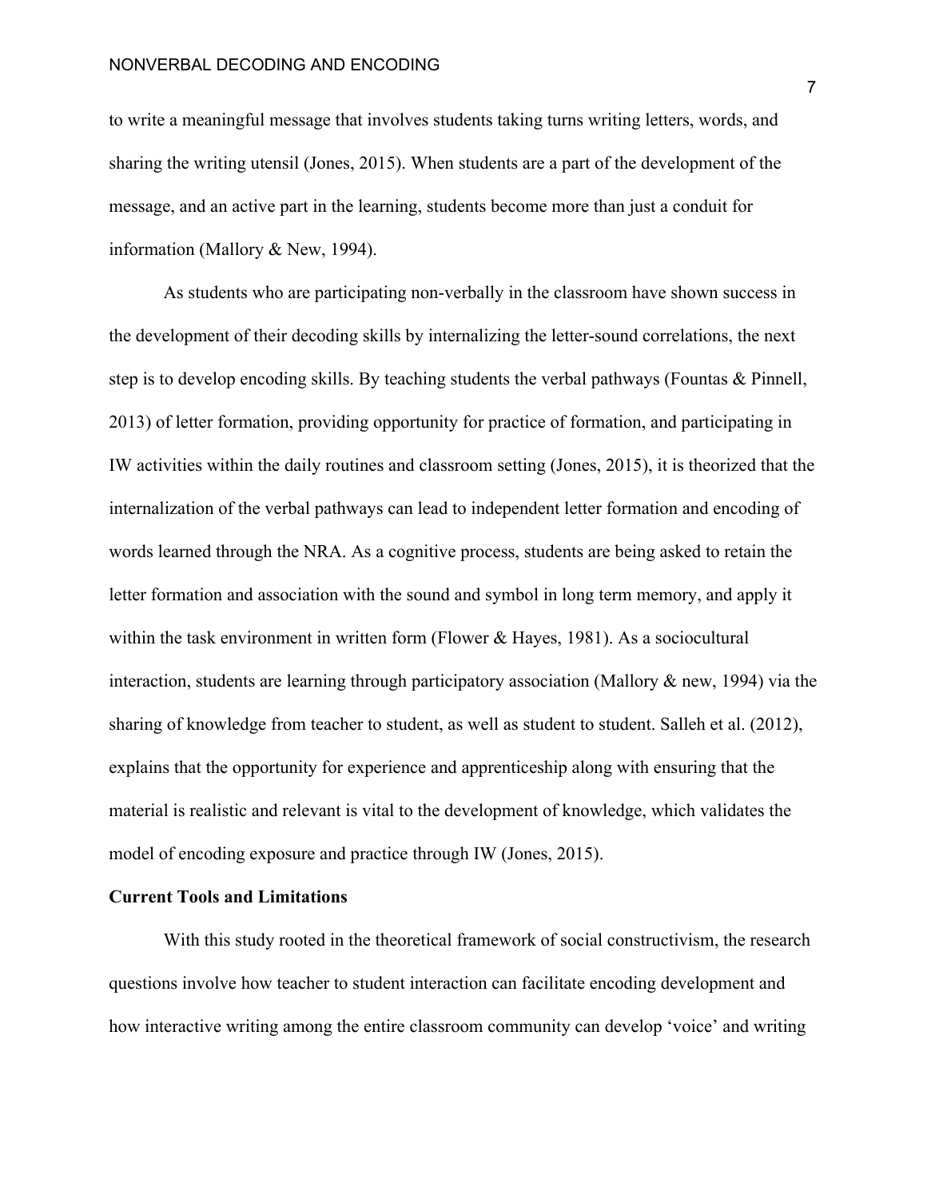to write a meaningful message that involves students taking turns writing letters, words, and sharing the writing utensil (Jones, 2015). When students are a part of the development of the message, and an active part in the learning, students become more than just a conduit for information (Mallory & New, 1994).

As students who are participating non-verbally in the classroom have shown success in the development of their decoding skills by internalizing the letter-sound correlations, the next step is to develop encoding skills. By teaching students the verbal pathways (Fountas & Pinnell, 2013) of letter formation, providing opportunity for practice of formation, and participating in IW activities within the daily routines and classroom setting (Jones, 2015), it is theorized that the internalization of the verbal pathways can lead to independent letter formation and encoding of words learned through the NRA. As a cognitive process, students are being asked to retain the letter formation and association with the sound and symbol in long term memory, and apply it within the task environment in written form (Flower & Hayes, 1981). As a sociocultural interaction, students are learning through participatory association (Mallory & new, 1994) via the sharing of knowledge from teacher to student, as well as student to student. Salleh et al. (2012), explains that the opportunity for experience and apprenticeship along with ensuring that the material is realistic and relevant is vital to the development of knowledge, which validates the model of encoding exposure and practice through IW (Jones, 2015).

**Current Tools and Limitations**

With this study rooted in the theoretical framework of social constructivism, the research questions involve how teacher to student interaction can facilitate encoding development and how interactive writing among the entire classroom community can develop 'voice' and writing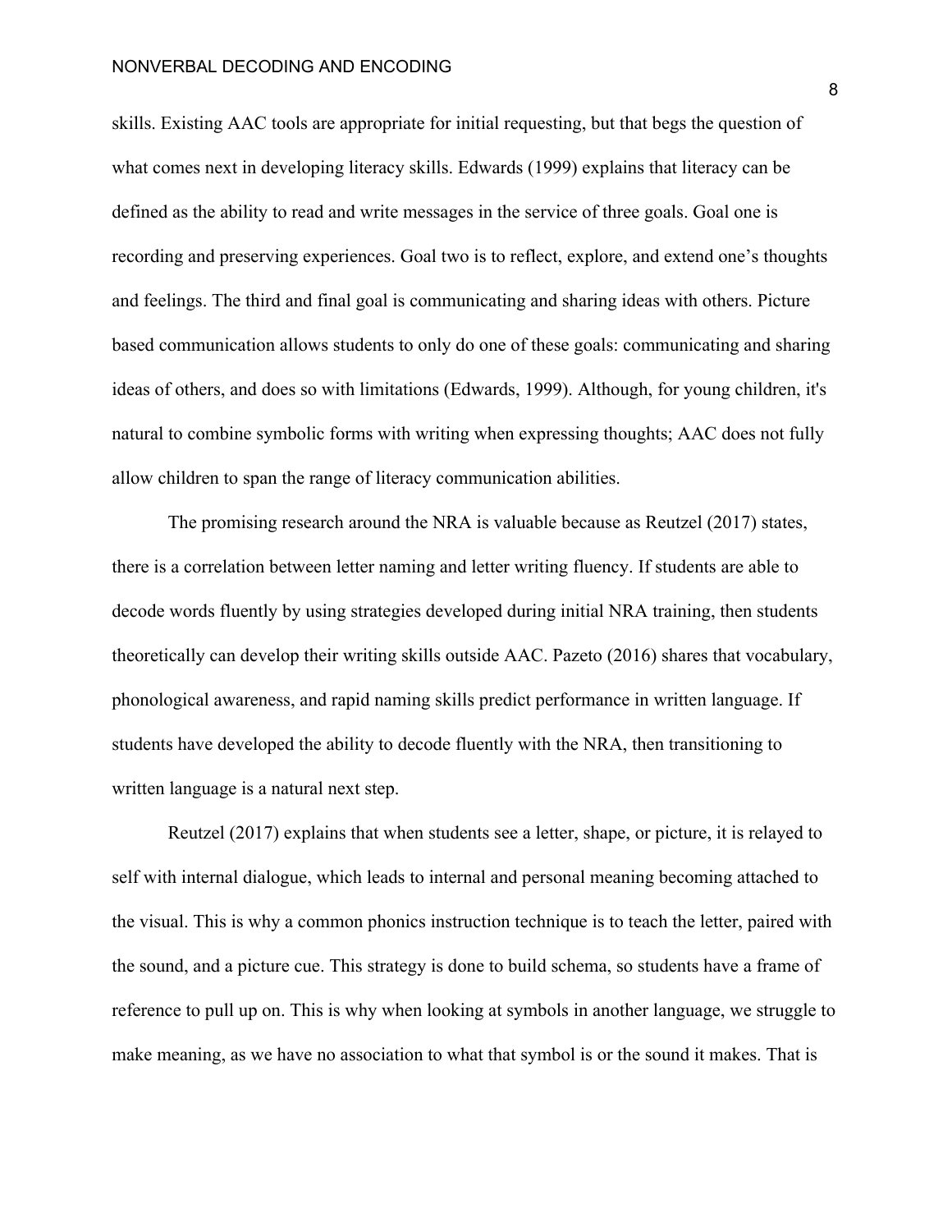skills. Existing AAC tools are appropriate for initial requesting, but that begs the question of what comes next in developing literacy skills. Edwards (1999) explains that literacy can be defined as the ability to read and write messages in the service of three goals. Goal one is recording and preserving experiences. Goal two is to reflect, explore, and extend one's thoughts and feelings. The third and final goal is communicating and sharing ideas with others. Picture based communication allows students to only do one of these goals: communicating and sharing ideas of others, and does so with limitations (Edwards, 1999). Although, for young children, it's natural to combine symbolic forms with writing when expressing thoughts; AAC does not fully allow children to span the range of literacy communication abilities.

The promising research around the NRA is valuable because as Reutzel (2017) states, there is a correlation between letter naming and letter writing fluency. If students are able to decode words fluently by using strategies developed during initial NRA training, then students theoretically can develop their writing skills outside AAC. Pazeto (2016) shares that vocabulary, phonological awareness, and rapid naming skills predict performance in written language. If students have developed the ability to decode fluently with the NRA, then transitioning to written language is a natural next step.

Reutzel (2017) explains that when students see a letter, shape, or picture, it is relayed to self with internal dialogue, which leads to internal and personal meaning becoming attached to the visual. This is why a common phonics instruction technique is to teach the letter, paired with the sound, and a picture cue. This strategy is done to build schema, so students have a frame of reference to pull up on. This is why when looking at symbols in another language, we struggle to make meaning, as we have no association to what that symbol is or the sound it makes. That is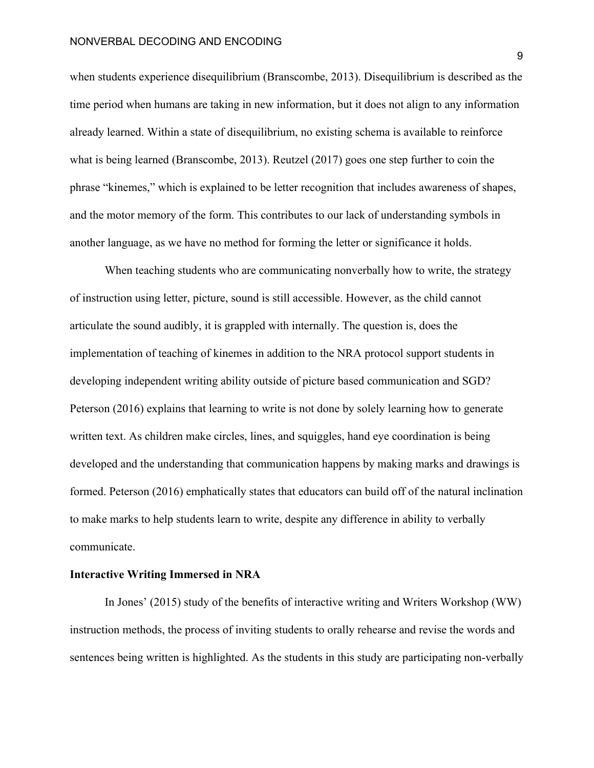when students experience disequilibrium (Branscombe, 2013). Disequilibrium is described as the time period when humans are taking in new information, but it does not align to any information already learned. Within a state of disequilibrium, no existing schema is available to reinforce what is being learned (Branscombe, 2013). Reutzel (2017) goes one step further to coin the phrase "kinemes," which is explained to be letter recognition that includes awareness of shapes, and the motor memory of the form. This contributes to our lack of understanding symbols in another language, as we have no method for forming the letter or significance it holds.

When teaching students who are communicating nonverbally how to write, the strategy of instruction using letter, picture, sound is still accessible. However, as the child cannot articulate the sound audibly, it is grappled with internally. The question is, does the implementation of teaching of kinemes in addition to the NRA protocol support students in developing independent writing ability outside of picture based communication and SGD? Peterson (2016) explains that learning to write is not done by solely learning how to generate written text. As children make circles, lines, and squiggles, hand eye coordination is being developed and the understanding that communication happens by making marks and drawings is formed. Peterson (2016) emphatically states that educators can build off of the natural inclination to make marks to help students learn to write, despite any difference in ability to verbally communicate.

**Interactive Writing Immersed in NRA**

In Jones' (2015) study of the benefits of interactive writing and Writers Workshop (WW) instruction methods, the process of inviting students to orally rehearse and revise the words and sentences being written is highlighted. As the students in this study are participating non-verbally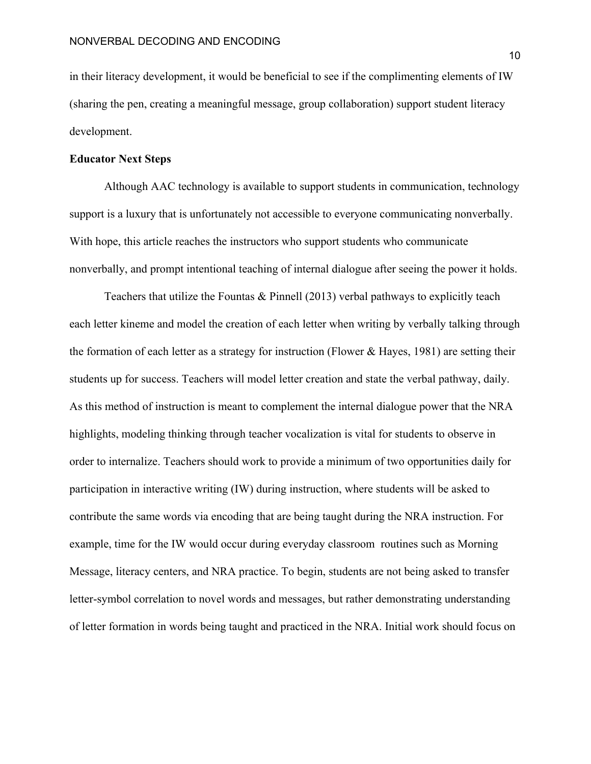in their literacy development, it would be beneficial to see if the complimenting elements of IW (sharing the pen, creating a meaningful message, group collaboration) support student literacy development.

## Educator Next Steps

Although AAC technology is available to support students in communication, technology support is a luxury that is unfortunately not accessible to everyone communicating nonverbally. With hope, this article reaches the instructors who support students who communicate nonverbally, and prompt intentional teaching of internal dialogue after seeing the power it holds.

Teachers that utilize the Fountas & Pinnell (2013) verbal pathways to explicitly teach each letter kineme and model the creation of each letter when writing by verbally talking through the formation of each letter as a strategy for instruction (Flower & Hayes, 1981) are setting their students up for success. Teachers will model letter creation and state the verbal pathway, daily. As this method of instruction is meant to complement the internal dialogue power that the NRA highlights, modeling thinking through teacher vocalization is vital for students to observe in order to internalize. Teachers should work to provide a minimum of two opportunities daily for participation in interactive writing (IW) during instruction, where students will be asked to contribute the same words via encoding that are being taught during the NRA instruction. For example, time for the IW would occur during everyday classroom routines such as Morning Message, literacy centers, and NRA practice. To begin, students are not being asked to transfer letter-symbol correlation to novel words and messages, but rather demonstrating understanding of letter formation in words being taught and practiced in the NRA. Initial work should focus on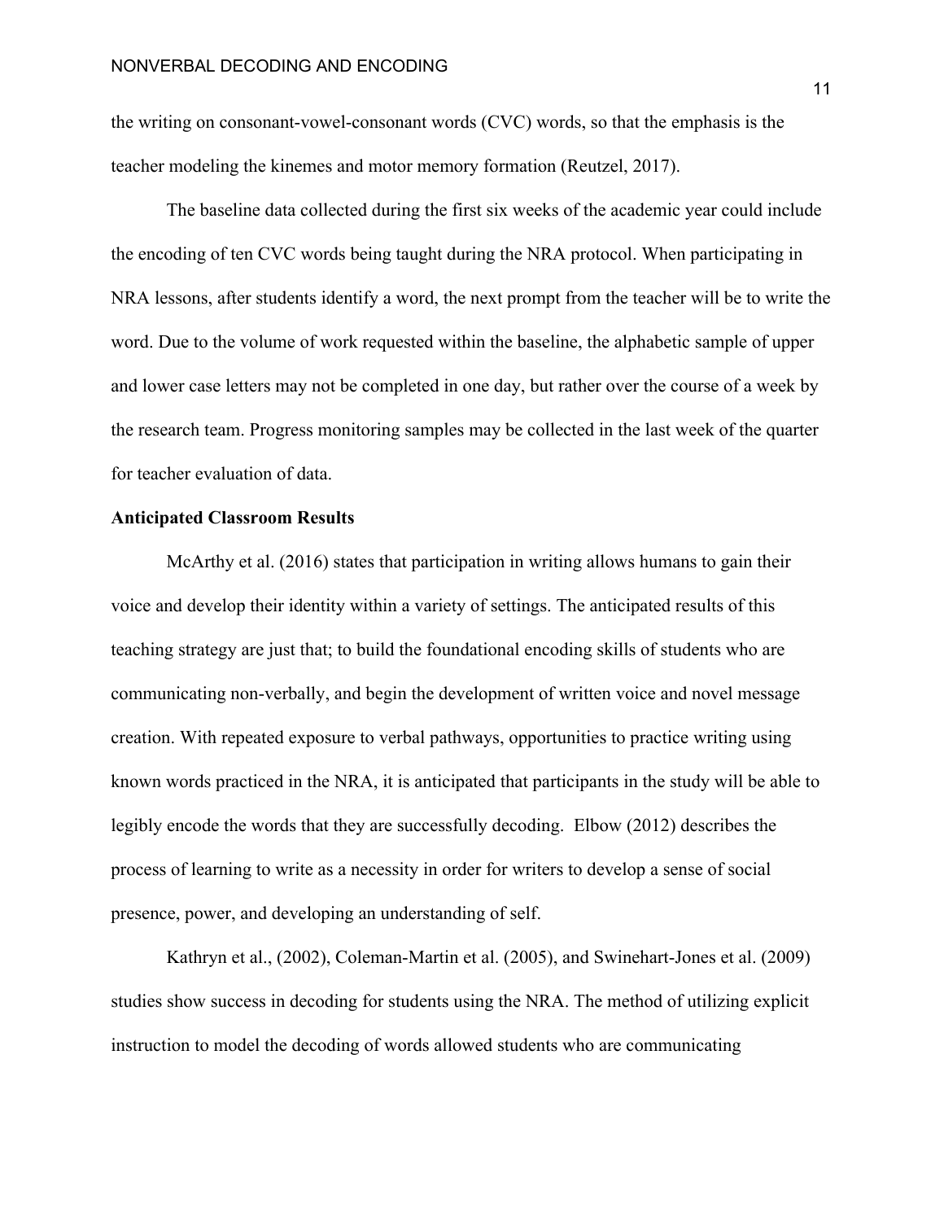the writing on consonant-vowel-consonant words (CVC) words, so that the emphasis is the teacher modeling the kinemes and motor memory formation (Reutzel, 2017).

The baseline data collected during the first six weeks of the academic year could include the encoding of ten CVC words being taught during the NRA protocol. When participating in NRA lessons, after students identify a word, the next prompt from the teacher will be to write the word. Due to the volume of work requested within the baseline, the alphabetic sample of upper and lower case letters may not be completed in one day, but rather over the course of a week by the research team. Progress monitoring samples may be collected in the last week of the quarter for teacher evaluation of data.

**Anticipated Classroom Results**

McArthy et al. (2016) states that participation in writing allows humans to gain their voice and develop their identity within a variety of settings. The anticipated results of this teaching strategy are just that; to build the foundational encoding skills of students who are communicating non-verbally, and begin the development of written voice and novel message creation. With repeated exposure to verbal pathways, opportunities to practice writing using known words practiced in the NRA, it is anticipated that participants in the study will be able to legibly encode the words that they are successfully decoding. Elbow (2012) describes the process of learning to write as a necessity in order for writers to develop a sense of social presence, power, and developing an understanding of self.

Kathryn et al., (2002), Coleman-Martin et al. (2005), and Swinehart-Jones et al. (2009) studies show success in decoding for students using the NRA. The method of utilizing explicit instruction to model the decoding of words allowed students who are communicating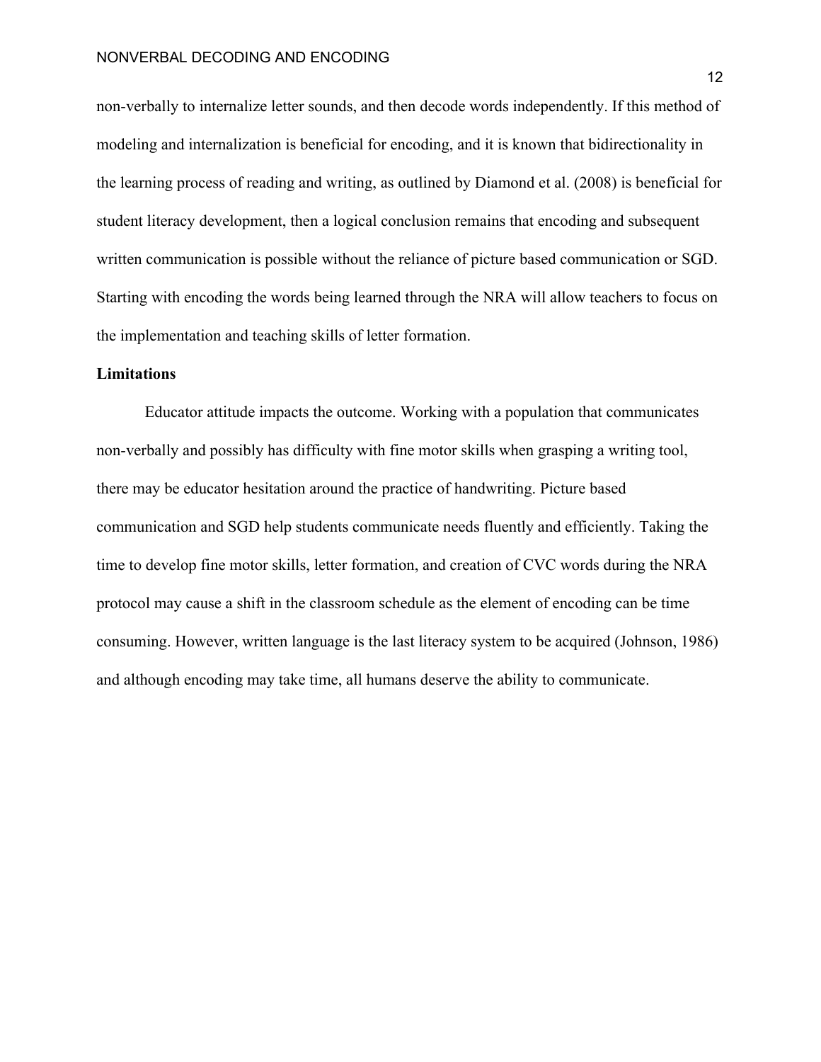non-verbally to internalize letter sounds, and then decode words independently. If this method of modeling and internalization is beneficial for encoding, and it is known that bidirectionality in the learning process of reading and writing, as outlined by Diamond et al. (2008) is beneficial for student literacy development, then a logical conclusion remains that encoding and subsequent written communication is possible without the reliance of picture based communication or SGD. Starting with encoding the words being learned through the NRA will allow teachers to focus on the implementation and teaching skills of letter formation.

**Limitations**

Educator attitude impacts the outcome. Working with a population that communicates non-verbally and possibly has difficulty with fine motor skills when grasping a writing tool, there may be educator hesitation around the practice of handwriting. Picture based communication and SGD help students communicate needs fluently and efficiently. Taking the time to develop fine motor skills, letter formation, and creation of CVC words during the NRA protocol may cause a shift in the classroom schedule as the element of encoding can be time consuming. However, written language is the last literacy system to be acquired (Johnson, 1986) and although encoding may take time, all humans deserve the ability to communicate.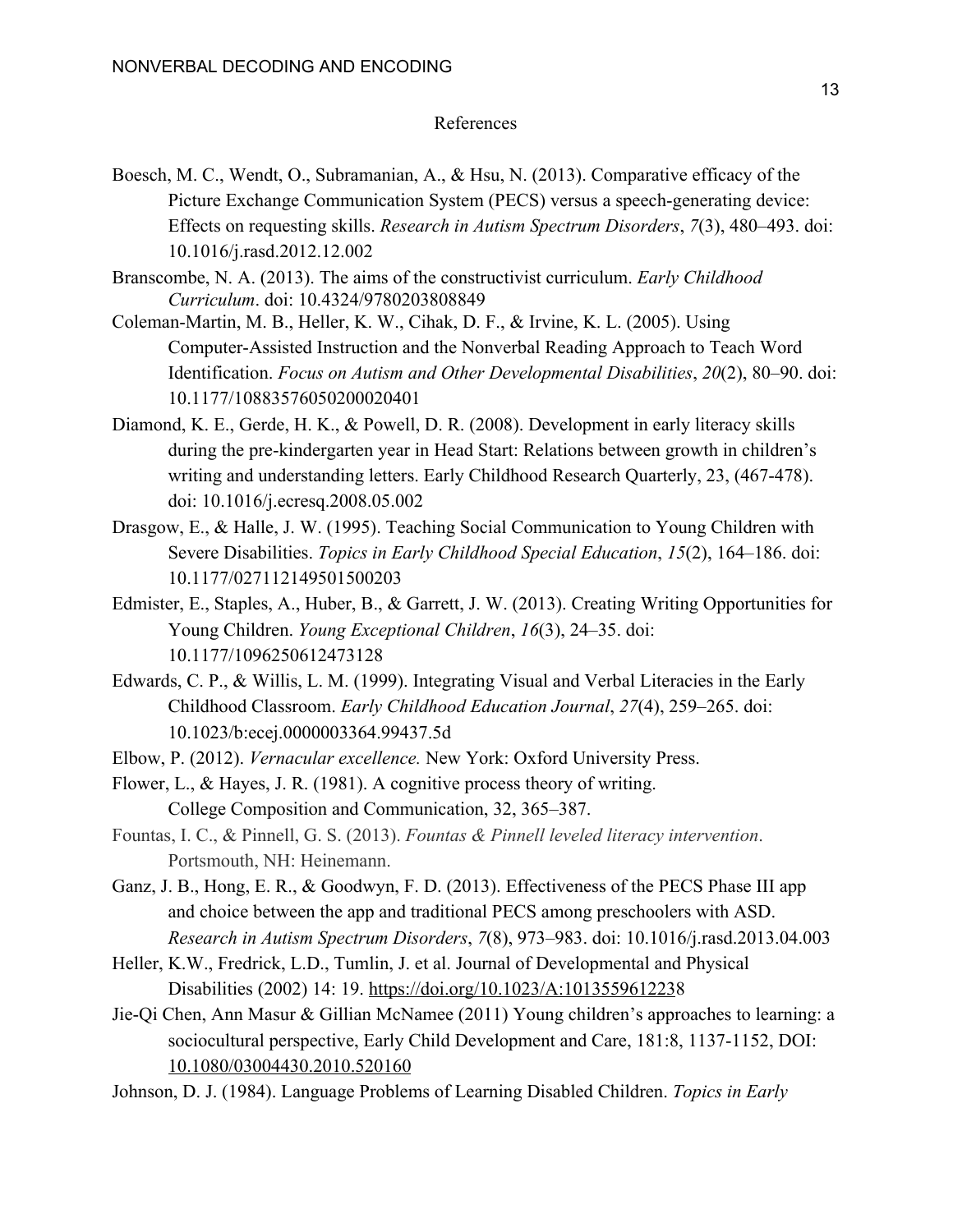References

Boesch, M. C., Wendt, O., Subramanian, A., & Hsu, N. (2013). Comparative efficacy of the Picture Exchange Communication System (PECS) versus a speech-generating device: Effects on requesting skills. *Research in Autism Spectrum Disorders*, *7*(3), 480–493. doi: 10.1016/j.rasd.2012.12.002

Branscombe, N. A. (2013). The aims of the constructivist curriculum. *Early Childhood Curriculum*. doi: 10.4324/9780203808849

Coleman-Martin, M. B., Heller, K. W., Cihak, D. F., & Irvine, K. L. (2005). Using Computer-Assisted Instruction and the Nonverbal Reading Approach to Teach Word Identification. *Focus on Autism and Other Developmental Disabilities*, *20*(2), 80–90. doi: 10.1177/10883576050200020401

Diamond, K. E., Gerde, H. K., & Powell, D. R. (2008). Development in early literacy skills during the pre-kindergarten year in Head Start: Relations between growth in children's writing and understanding letters. Early Childhood Research Quarterly, 23, (467-478). doi: 10.1016/j.ecresq.2008.05.002

Drasgow, E., & Halle, J. W. (1995). Teaching Social Communication to Young Children with Severe Disabilities. *Topics in Early Childhood Special Education*, *15*(2), 164–186. doi: 10.1177/027112149501500203

Edmister, E., Staples, A., Huber, B., & Garrett, J. W. (2013). Creating Writing Opportunities for Young Children. *Young Exceptional Children*, *16*(3), 24–35. doi: 10.1177/1096250612473128

Edwards, C. P., & Willis, L. M. (1999). Integrating Visual and Verbal Literacies in the Early Childhood Classroom. *Early Childhood Education Journal*, *27*(4), 259–265. doi: 10.1023/b:ecej.0000003364.99437.5d

Elbow, P. (2012). *Vernacular excellence.* New York: Oxford University Press.

Flower, L., & Hayes, J. R. (1981). A cognitive process theory of writing. College Composition and Communication, 32, 365–387.

Fountas, I. C., & Pinnell, G. S. (2013). *Fountas & Pinnell leveled literacy intervention*. Portsmouth, NH: Heinemann.

Ganz, J. B., Hong, E. R., & Goodwyn, F. D. (2013). Effectiveness of the PECS Phase III app and choice between the app and traditional PECS among preschoolers with ASD. *Research in Autism Spectrum Disorders*, *7*(8), 973–983. doi: 10.1016/j.rasd.2013.04.003

Heller, K.W., Fredrick, L.D., Tumlin, J. et al. Journal of Developmental and Physical Disabilities (2002) 14: 19. https://doi.org/10.1023/A:1013559612238

Jie-Qi Chen, Ann Masur & Gillian McNamee (2011) Young children's approaches to learning: a sociocultural perspective, Early Child Development and Care, 181:8, 1137-1152, DOI: 10.1080/03004430.2010.520160

Johnson, D. J. (1984). Language Problems of Learning Disabled Children. *Topics in Early*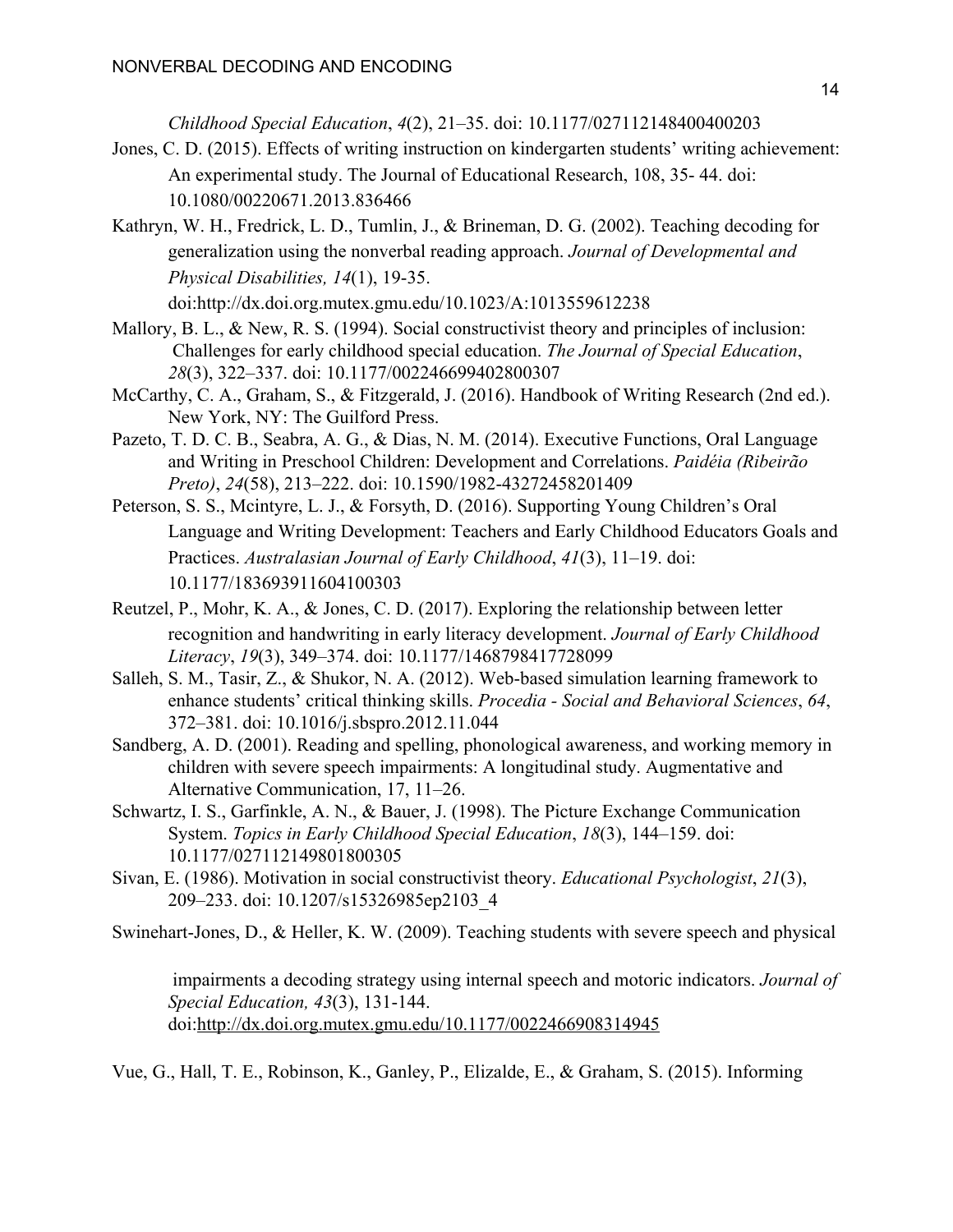*Childhood Special Education*, *4*(2), 21–35. doi: 10.1177/027112148400400203

Jones, C. D. (2015). Effects of writing instruction on kindergarten students' writing achievement: An experimental study. The Journal of Educational Research, 108, 35- 44. doi: 10.1080/00220671.2013.836466

Kathryn, W. H., Fredrick, L. D., Tumlin, J., & Brineman, D. G. (2002). Teaching decoding for generalization using the nonverbal reading approach. *Journal of Developmental and Physical Disabilities, 14*(1), 19-35. doi:http://dx.doi.org.mutex.gmu.edu/10.1023/A:1013559612238

Mallory, B. L., & New, R. S. (1994). Social constructivist theory and principles of inclusion: Challenges for early childhood special education. *The Journal of Special Education*, *28*(3), 322–337. doi: 10.1177/002246699402800307

McCarthy, C. A., Graham, S., & Fitzgerald, J. (2016). Handbook of Writing Research (2nd ed.). New York, NY: The Guilford Press.

Pazeto, T. D. C. B., Seabra, A. G., & Dias, N. M. (2014). Executive Functions, Oral Language and Writing in Preschool Children: Development and Correlations. *Paidéia (Ribeirão Preto)*, *24*(58), 213–222. doi: 10.1590/1982-43272458201409

Peterson, S. S., Mcintyre, L. J., & Forsyth, D. (2016). Supporting Young Children's Oral Language and Writing Development: Teachers and Early Childhood Educators Goals and Practices. *Australasian Journal of Early Childhood*, *41*(3), 11–19. doi: 10.1177/183693911604100303

Reutzel, P., Mohr, K. A., & Jones, C. D. (2017). Exploring the relationship between letter recognition and handwriting in early literacy development. *Journal of Early Childhood Literacy*, *19*(3), 349–374. doi: 10.1177/1468798417728099

Salleh, S. M., Tasir, Z., & Shukor, N. A. (2012). Web-based simulation learning framework to enhance students' critical thinking skills. *Procedia - Social and Behavioral Sciences*, *64*, 372–381. doi: 10.1016/j.sbspro.2012.11.044

Sandberg, A. D. (2001). Reading and spelling, phonological awareness, and working memory in children with severe speech impairments: A longitudinal study. Augmentative and Alternative Communication, 17, 11–26.

Schwartz, I. S., Garfinkle, A. N., & Bauer, J. (1998). The Picture Exchange Communication System. *Topics in Early Childhood Special Education*, *18*(3), 144–159. doi: 10.1177/027112149801800305

Sivan, E. (1986). Motivation in social constructivist theory. *Educational Psychologist*, *21*(3), 209–233. doi: 10.1207/s15326985ep2103_4

Swinehart-Jones, D., & Heller, K. W. (2009). Teaching students with severe speech and physical impairments a decoding strategy using internal speech and motoric indicators. *Journal of Special Education, 43*(3), 131-144. doi:http://dx.doi.org.mutex.gmu.edu/10.1177/0022466908314945

Vue, G., Hall, T. E., Robinson, K., Ganley, P., Elizalde, E., & Graham, S. (2015). Informing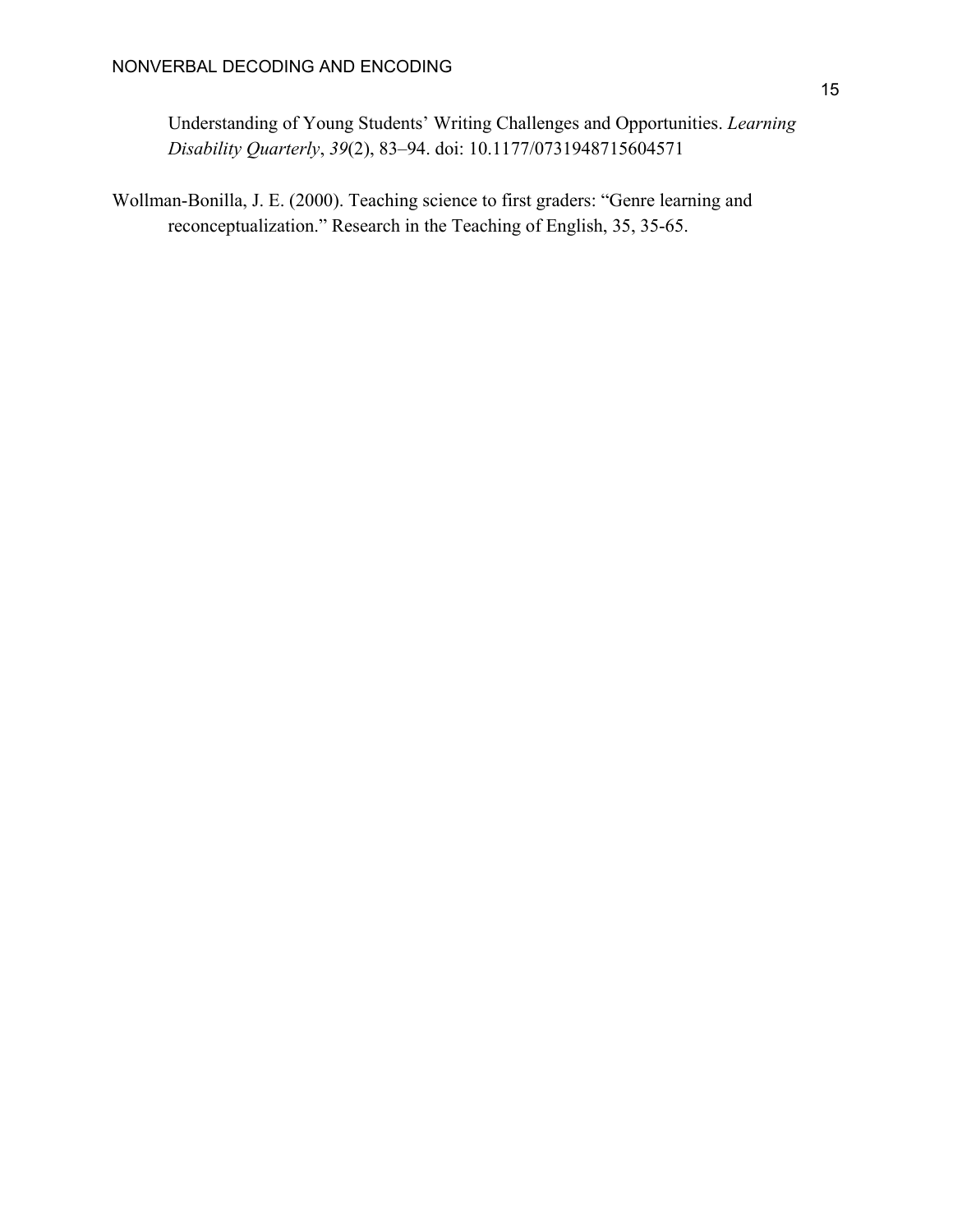Understanding of Young Students' Writing Challenges and Opportunities. *Learning Disability Quarterly*, *39*(2), 83–94. doi: 10.1177/0731948715604571

Wollman-Bonilla, J. E. (2000). Teaching science to first graders: "Genre learning and reconceptualization." Research in the Teaching of English, 35, 35-65.